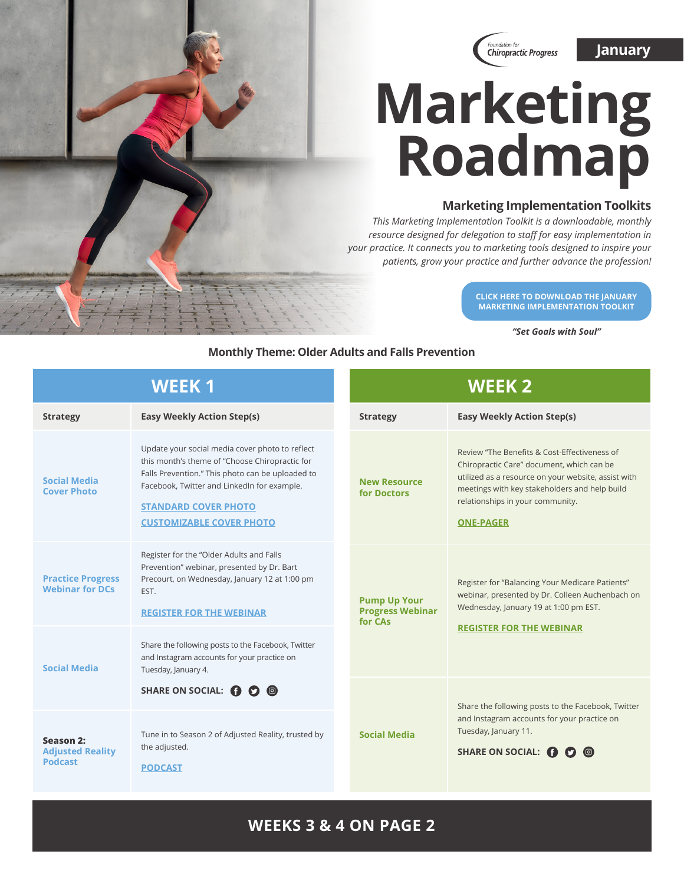Foundation for Chiropractic Progress

**January**

# Marketing Roadmap

## Marketing Implementation Toolkits

*This Marketing Implementation Toolkit is a downloadable, monthly resource designed for delegation to staff for easy implementation in your practice. It connects you to marketing tools designed to inspire your patients, grow your practice and further advance the profession!*

**CLICK HERE TO DOWNLOAD THE JANUARY MARKETING IMPLEMENTATION TOOLKIT**

***"Set Goals with Soul"***

### Monthly Theme: Older Adults and Falls Prevention

## WEEK 1

| Strategy | Easy Weekly Action Step(s) |
|---|---|
| **Social Media Cover Photo** | Update your social media cover photo to reflect this month's theme of "Choose Chiropractic for Falls Prevention." This photo can be uploaded to Facebook, Twitter and LinkedIn for example. **STANDARD COVER PHOTO** **CUSTOMIZABLE COVER PHOTO** |
| **Practice Progress Webinar for DCs** | Register for the "Older Adults and Falls Prevention" webinar, presented by Dr. Bart Precourt, on Wednesday, January 12 at 1:00 pm EST. **REGISTER FOR THE WEBINAR** |
| **Social Media** | Share the following posts to the Facebook, Twitter and Instagram accounts for your practice on Tuesday, January 4. **SHARE ON SOCIAL:** |
| **Season 2: Adjusted Reality Podcast** | Tune in to Season 2 of Adjusted Reality, trusted by the adjusted. **PODCAST** |

## WEEK 2

| Strategy | Easy Weekly Action Step(s) |
|---|---|
| **New Resource for Doctors** | Review "The Benefits & Cost-Effectiveness of Chiropractic Care" document, which can be utilized as a resource on your website, assist with meetings with key stakeholders and help build relationships in your community. **ONE-PAGER** |
| **Pump Up Your Progress Webinar for CAs** | Register for "Balancing Your Medicare Patients" webinar, presented by Dr. Colleen Auchenbach on Wednesday, January 19 at 1:00 pm EST. **REGISTER FOR THE WEBINAR** |
| **Social Media** | Share the following posts to the Facebook, Twitter and Instagram accounts for your practice on Tuesday, January 11. **SHARE ON SOCIAL:** |

**WEEKS 3 & 4 ON PAGE 2**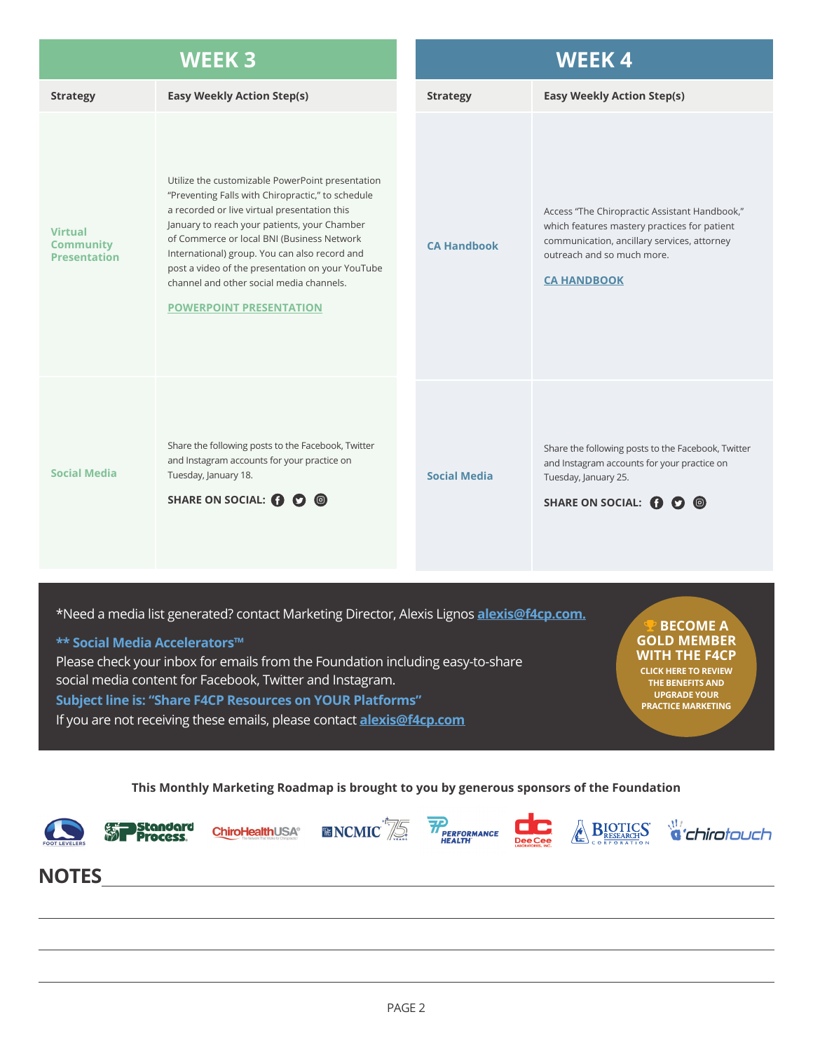## WEEK 3

| Strategy | Easy Weekly Action Step(s) |
|---|---|
| Virtual Community Presentation | Utilize the customizable PowerPoint presentation “Preventing Falls with Chiropractic,” to schedule a recorded or live virtual presentation this January to reach your patients, your Chamber of Commerce or local BNI (Business Network International) group. You can also record and post a video of the presentation on your YouTube channel and other social media channels.<br><br>**POWERPOINT PRESENTATION** |
| Social Media | Share the following posts to the Facebook, Twitter and Instagram accounts for your practice on Tuesday, January 18.<br><br>**SHARE ON SOCIAL:** |

## WEEK 4

| Strategy | Easy Weekly Action Step(s) |
|---|---|
| CA Handbook | Access “The Chiropractic Assistant Handbook,” which features mastery practices for patient communication, ancillary services, attorney outreach and so much more.<br><br>**CA HANDBOOK** |
| Social Media | Share the following posts to the Facebook, Twitter and Instagram accounts for your practice on Tuesday, January 25.<br><br>**SHARE ON SOCIAL:** |

*Need a media list generated? contact Marketing Director, Alexis Lignos **alexis@f4cp.com.**

**** Social Media Accelerators™**

Please check your inbox for emails from the Foundation including easy-to-share social media content for Facebook, Twitter and Instagram.

**Subject line is: “Share F4CP Resources on YOUR Platforms”**

If you are not receiving these emails, please contact **alexis@f4cp.com**

**BECOME A GOLD MEMBER WITH THE F4CP**

**CLICK HERE TO REVIEW THE BENEFITS AND UPGRADE YOUR PRACTICE MARKETING**

**This Monthly Marketing Roadmap is brought to you by generous sponsors of the Foundation**

Foot Levelers · Standard Process · ChiroHealthUSA · NCMIC · Performance Health · DeeCee Laboratories, Inc. · Biotics Research Corporation · ChiroTouch

## NOTES